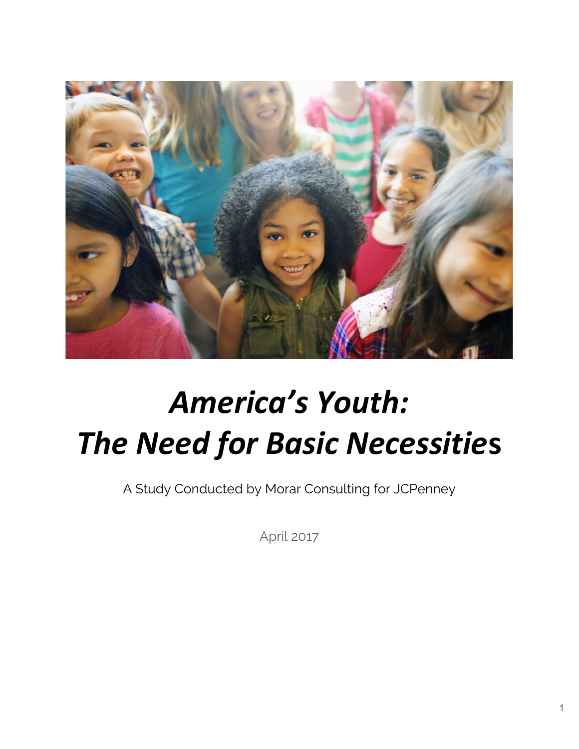# *America's Youth: The Need for Basic Necessities*

A Study Conducted by Morar Consulting for JCPenney

April 2017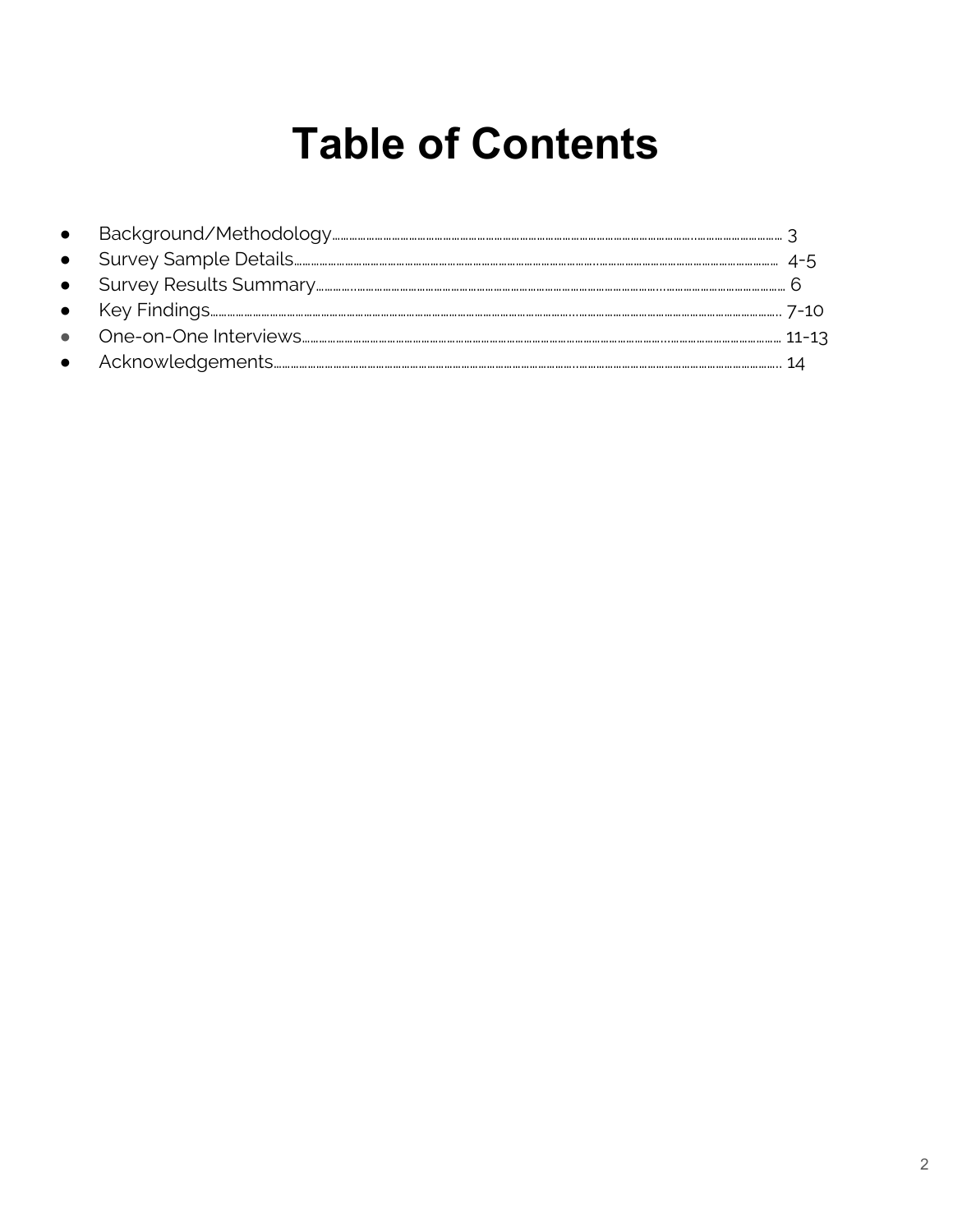# Table of Contents

- Background/Methodology........................................................ 3
- Survey Sample Details........................................................ 4-5
- Survey Results Summary........................................................ 6
- Key Findings........................................................ 7-10
- One-on-One Interviews........................................................ 11-13
- Acknowledgements........................................................ 14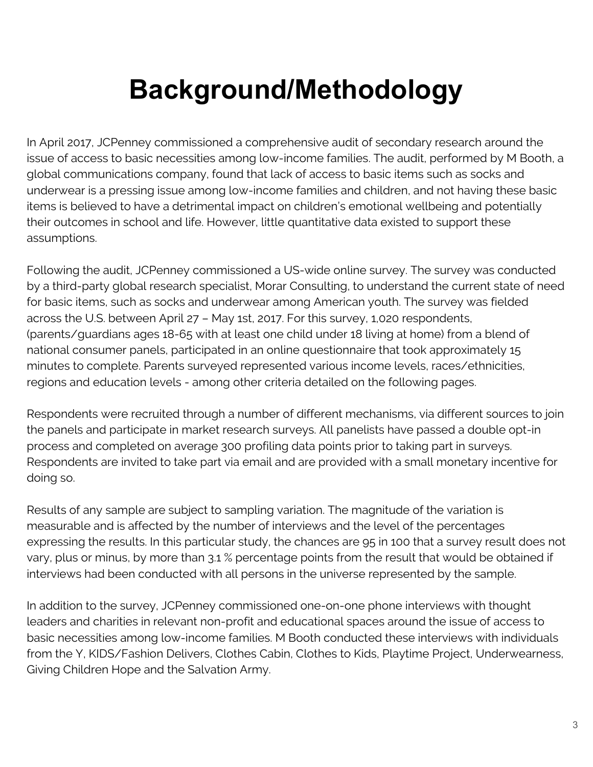# Background/Methodology

In April 2017, JCPenney commissioned a comprehensive audit of secondary research around the issue of access to basic necessities among low-income families. The audit, performed by M Booth, a global communications company, found that lack of access to basic items such as socks and underwear is a pressing issue among low-income families and children, and not having these basic items is believed to have a detrimental impact on children's emotional wellbeing and potentially their outcomes in school and life. However, little quantitative data existed to support these assumptions.

Following the audit, JCPenney commissioned a US-wide online survey. The survey was conducted by a third-party global research specialist, Morar Consulting, to understand the current state of need for basic items, such as socks and underwear among American youth. The survey was fielded across the U.S. between April 27 – May 1st, 2017. For this survey, 1,020 respondents, (parents/guardians ages 18-65 with at least one child under 18 living at home) from a blend of national consumer panels, participated in an online questionnaire that took approximately 15 minutes to complete. Parents surveyed represented various income levels, races/ethnicities, regions and education levels - among other criteria detailed on the following pages.

Respondents were recruited through a number of different mechanisms, via different sources to join the panels and participate in market research surveys. All panelists have passed a double opt-in process and completed on average 300 profiling data points prior to taking part in surveys. Respondents are invited to take part via email and are provided with a small monetary incentive for doing so.

Results of any sample are subject to sampling variation. The magnitude of the variation is measurable and is affected by the number of interviews and the level of the percentages expressing the results. In this particular study, the chances are 95 in 100 that a survey result does not vary, plus or minus, by more than 3.1 % percentage points from the result that would be obtained if interviews had been conducted with all persons in the universe represented by the sample.

In addition to the survey, JCPenney commissioned one-on-one phone interviews with thought leaders and charities in relevant non-profit and educational spaces around the issue of access to basic necessities among low-income families. M Booth conducted these interviews with individuals from the Y, KIDS/Fashion Delivers, Clothes Cabin, Clothes to Kids, Playtime Project, Underwearness, Giving Children Hope and the Salvation Army.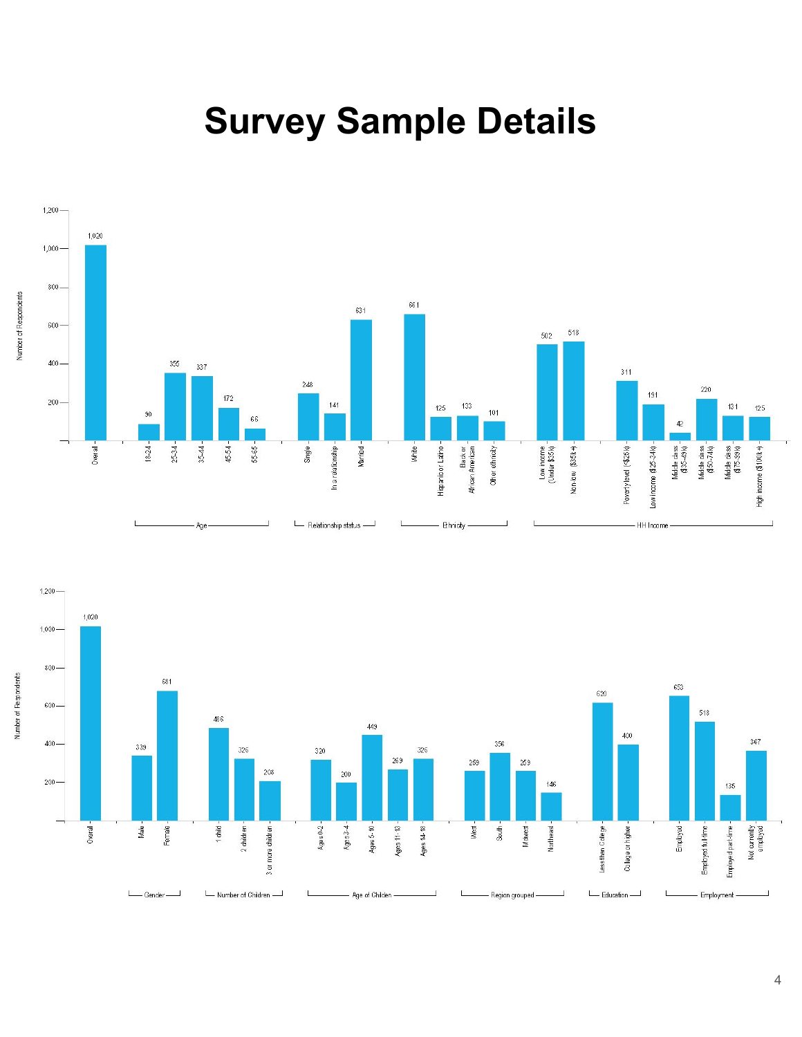# Survey Sample Details

| Group | Category | Number of Respondents |
|---|---|---|
| | Overall | 1,020 |
| Age | 18-24 | 90 |
| | 25-34 | 355 |
| | 35-44 | 337 |
| | 45-54 | 172 |
| | 55-65 | 66 |
| Relationship status | Single | 248 |
| | In a relationship | 141 |
| | Married | 631 |
| Ethnicity | White | 661 |
| | Hispanic or Latino | 125 |
| | Black or African American | 133 |
| | Other ethnicity | 101 |
| HH Income | Low income (Under $35k) | 502 |
| | Non-low ($35k+) | 518 |
| | Poverty level (<$25k) | 311 |
| | Low income ($25-34k) | 191 |
| | Middle class ($35-49k) | 42 |
| | Middle class ($50-74k) | 220 |
| | Middle class ($75-99k) | 131 |
| | High income ($100k+) | 125 |

| Group | Category | Number of Respondents |
|---|---|---|
| | Overall | 1,020 |
| Gender | Male | 339 |
| | Female | 681 |
| Number of Children | 1 child | 486 |
| | 2 children | 326 |
| | 3 or more children | 208 |
| Age of Children | Ages 0-2 | 320 |
| | Ages 3-4 | 200 |
| | Ages 5-10 | 449 |
| | Ages 11-13 | 269 |
| | Ages 14-18 | 326 |
| Region grouped | West | 259 |
| | South | 356 |
| | Midwest | 259 |
| | Northeast | 146 |
| Education | Less than College | 620 |
| | College or higher | 400 |
| Employment | Employed | 653 |
| | Employed full-time | 518 |
| | Employed part-time | 135 |
| | Not currently employed | 367 |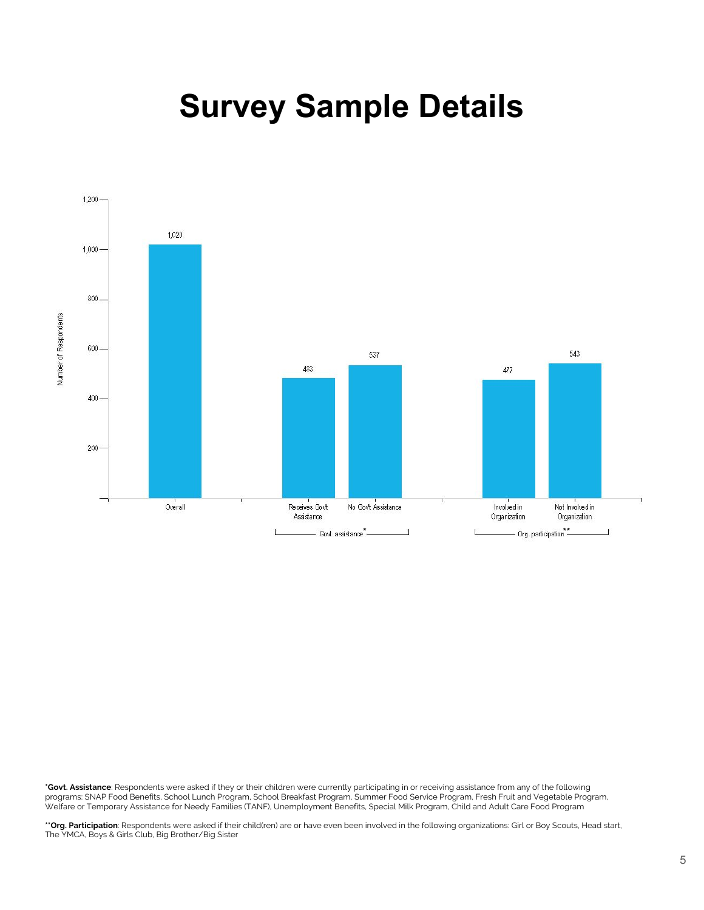# Survey Sample Details

| Group | Category | Number of Respondents |
| --- | --- | --- |
| Overall | Overall | 1,020 |
| Govt. assistance* | Receives Govt Assistance | 483 |
| Govt. assistance* | No Gov't Assistance | 537 |
| Org. participation** | Involved in Organization | 477 |
| Org. participation** | Not Involved in Organization | 543 |

***Govt. Assistance**: Respondents were asked if they or their children were currently participating in or receiving assistance from any of the following programs: SNAP Food Benefits, School Lunch Program, School Breakfast Program, Summer Food Service Program, Fresh Fruit and Vegetable Program, Welfare or Temporary Assistance for Needy Families (TANF), Unemployment Benefits, Special Milk Program, Child and Adult Care Food Program

****Org. Participation**: Respondents were asked if their child(ren) are or have even been involved in the following organizations: Girl or Boy Scouts, Head start, The YMCA, Boys & Girls Club, Big Brother/Big Sister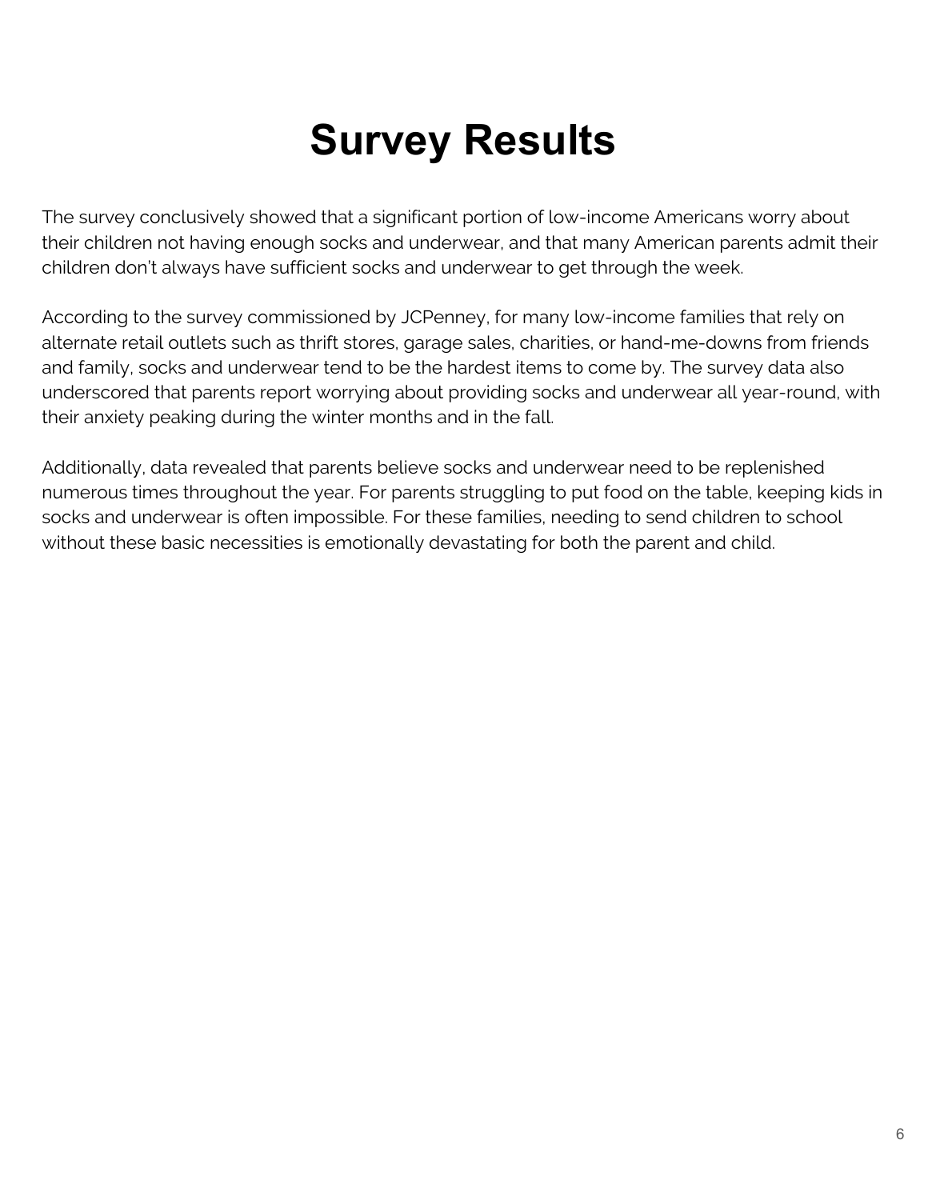# Survey Results

The survey conclusively showed that a significant portion of low-income Americans worry about their children not having enough socks and underwear, and that many American parents admit their children don't always have sufficient socks and underwear to get through the week.

According to the survey commissioned by JCPenney, for many low-income families that rely on alternate retail outlets such as thrift stores, garage sales, charities, or hand-me-downs from friends and family, socks and underwear tend to be the hardest items to come by. The survey data also underscored that parents report worrying about providing socks and underwear all year-round, with their anxiety peaking during the winter months and in the fall.

Additionally, data revealed that parents believe socks and underwear need to be replenished numerous times throughout the year. For parents struggling to put food on the table, keeping kids in socks and underwear is often impossible. For these families, needing to send children to school without these basic necessities is emotionally devastating for both the parent and child.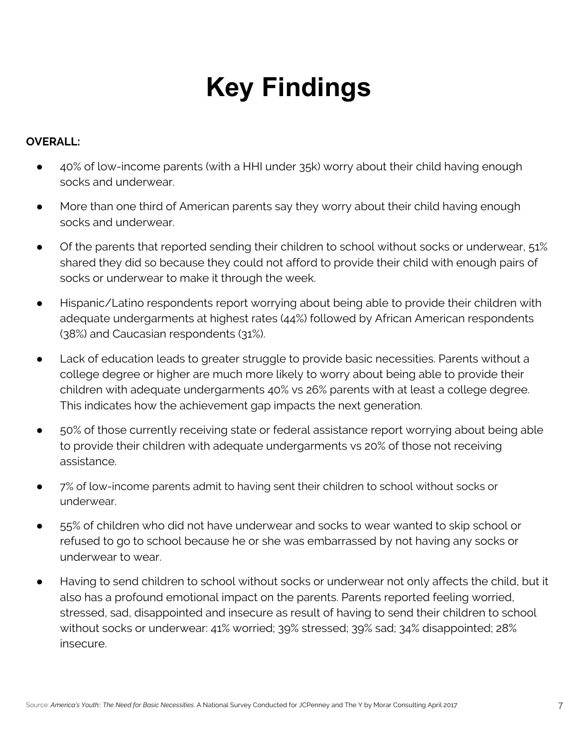# Key Findings

**OVERALL:**

- 40% of low-income parents (with a HHI under 35k) worry about their child having enough socks and underwear.
- More than one third of American parents say they worry about their child having enough socks and underwear.
- Of the parents that reported sending their children to school without socks or underwear, 51% shared they did so because they could not afford to provide their child with enough pairs of socks or underwear to make it through the week.
- Hispanic/Latino respondents report worrying about being able to provide their children with adequate undergarments at highest rates (44%) followed by African American respondents (38%) and Caucasian respondents (31%).
- Lack of education leads to greater struggle to provide basic necessities. Parents without a college degree or higher are much more likely to worry about being able to provide their children with adequate undergarments 40% vs 26% parents with at least a college degree. This indicates how the achievement gap impacts the next generation.
- 50% of those currently receiving state or federal assistance report worrying about being able to provide their children with adequate undergarments vs 20% of those not receiving assistance.
- 7% of low-income parents admit to having sent their children to school without socks or underwear.
- 55% of children who did not have underwear and socks to wear wanted to skip school or refused to go to school because he or she was embarrassed by not having any socks or underwear to wear.
- Having to send children to school without socks or underwear not only affects the child, but it also has a profound emotional impact on the parents. Parents reported feeling worried, stressed, sad, disappointed and insecure as result of having to send their children to school without socks or underwear: 41% worried; 39% stressed; 39% sad; 34% disappointed; 28% insecure.

Source: *America's Youth:: The Need for Basic Necessities.* A National Survey Conducted for JCPenney and The Y by Morar Consulting April 2017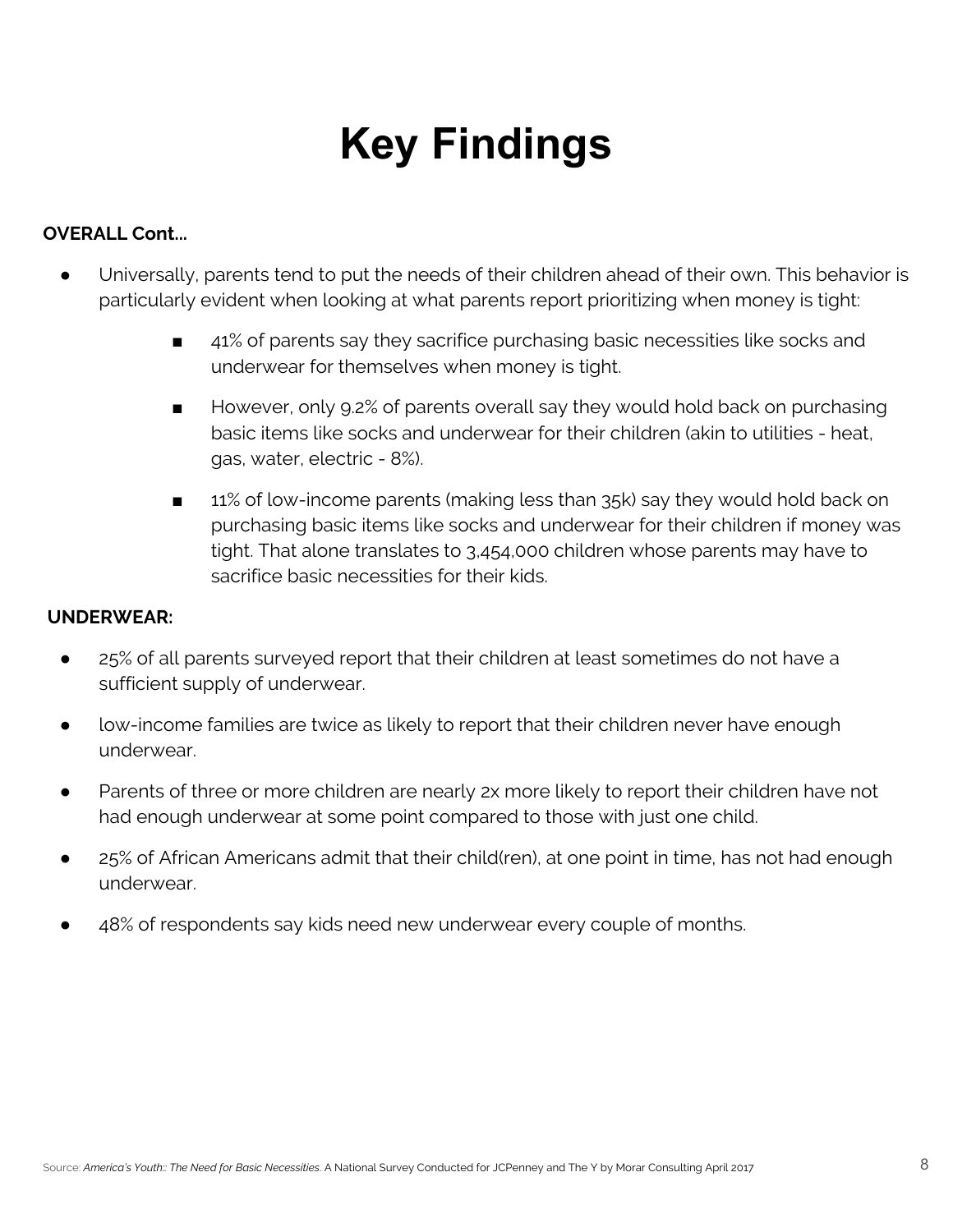# Key Findings

**OVERALL Cont...**

- Universally, parents tend to put the needs of their children ahead of their own. This behavior is particularly evident when looking at what parents report prioritizing when money is tight:
    - 41% of parents say they sacrifice purchasing basic necessities like socks and underwear for themselves when money is tight.
    - However, only 9.2% of parents overall say they would hold back on purchasing basic items like socks and underwear for their children (akin to utilities - heat, gas, water, electric - 8%).
    - 11% of low-income parents (making less than 35k) say they would hold back on purchasing basic items like socks and underwear for their children if money was tight. That alone translates to 3,454,000 children whose parents may have to sacrifice basic necessities for their kids.

**UNDERWEAR:**

- 25% of all parents surveyed report that their children at least sometimes do not have a sufficient supply of underwear.
- low-income families are twice as likely to report that their children never have enough underwear.
- Parents of three or more children are nearly 2x more likely to report their children have not had enough underwear at some point compared to those with just one child.
- 25% of African Americans admit that their child(ren), at one point in time, has not had enough underwear.
- 48% of respondents say kids need new underwear every couple of months.

Source: *America's Youth:: The Need for Basic Necessities.* A National Survey Conducted for JCPenney and The Y by Morar Consulting April 2017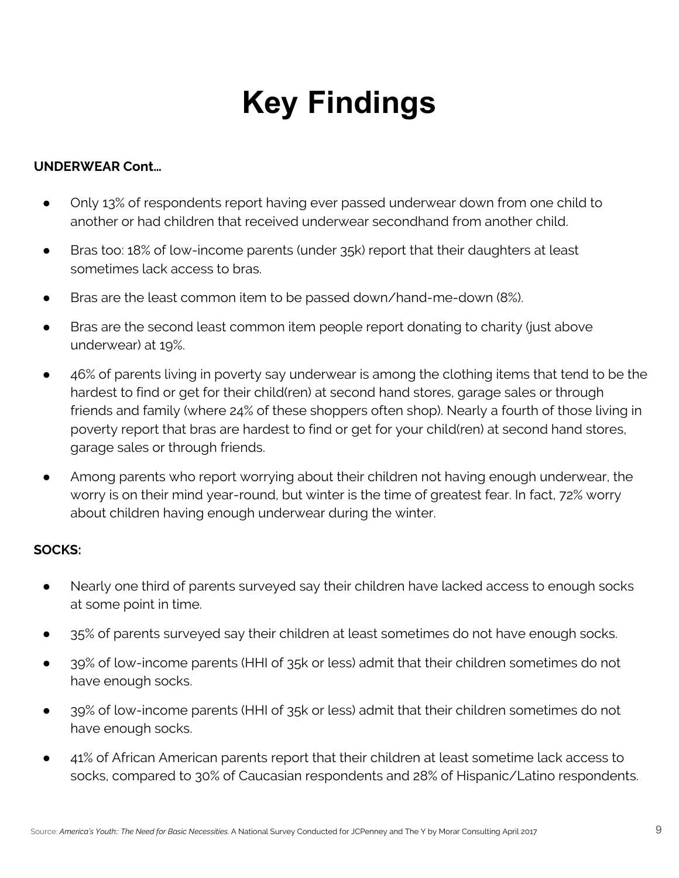# Key Findings

**UNDERWEAR Cont...**

- Only 13% of respondents report having ever passed underwear down from one child to another or had children that received underwear secondhand from another child.
- Bras too: 18% of low-income parents (under 35k) report that their daughters at least sometimes lack access to bras.
- Bras are the least common item to be passed down/hand-me-down (8%).
- Bras are the second least common item people report donating to charity (just above underwear) at 19%.
- 46% of parents living in poverty say underwear is among the clothing items that tend to be the hardest to find or get for their child(ren) at second hand stores, garage sales or through friends and family (where 24% of these shoppers often shop). Nearly a fourth of those living in poverty report that bras are hardest to find or get for your child(ren) at second hand stores, garage sales or through friends.
- Among parents who report worrying about their children not having enough underwear, the worry is on their mind year-round, but winter is the time of greatest fear. In fact, 72% worry about children having enough underwear during the winter.

**SOCKS:**

- Nearly one third of parents surveyed say their children have lacked access to enough socks at some point in time.
- 35% of parents surveyed say their children at least sometimes do not have enough socks.
- 39% of low-income parents (HHI of 35k or less) admit that their children sometimes do not have enough socks.
- 39% of low-income parents (HHI of 35k or less) admit that their children sometimes do not have enough socks.
- 41% of African American parents report that their children at least sometime lack access to socks, compared to 30% of Caucasian respondents and 28% of Hispanic/Latino respondents.

Source: *America's Youth:: The Need for Basic Necessities.* A National Survey Conducted for JCPenney and The Y by Morar Consulting April 2017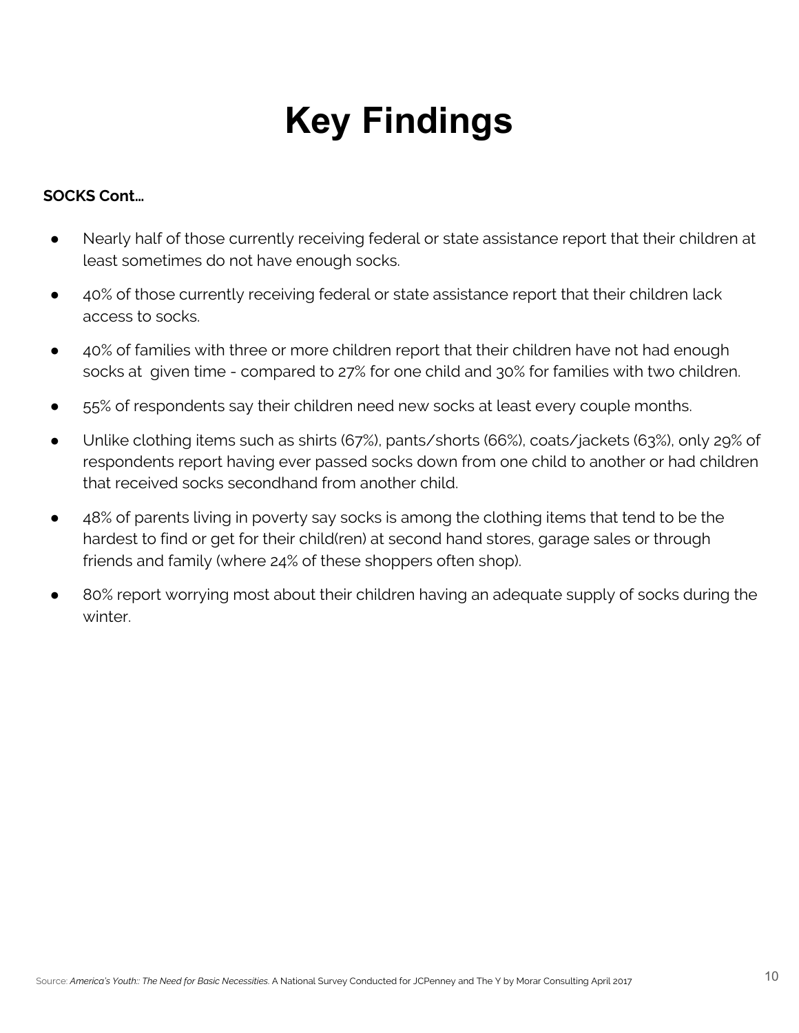# Key Findings

**SOCKS Cont...**

- Nearly half of those currently receiving federal or state assistance report that their children at least sometimes do not have enough socks.
- 40% of those currently receiving federal or state assistance report that their children lack access to socks.
- 40% of families with three or more children report that their children have not had enough socks at given time - compared to 27% for one child and 30% for families with two children.
- 55% of respondents say their children need new socks at least every couple months.
- Unlike clothing items such as shirts (67%), pants/shorts (66%), coats/jackets (63%), only 29% of respondents report having ever passed socks down from one child to another or had children that received socks secondhand from another child.
- 48% of parents living in poverty say socks is among the clothing items that tend to be the hardest to find or get for their child(ren) at second hand stores, garage sales or through friends and family (where 24% of these shoppers often shop).
- 80% report worrying most about their children having an adequate supply of socks during the winter.

Source: *America's Youth:: The Need for Basic Necessities.* A National Survey Conducted for JCPenney and The Y by Morar Consulting April 2017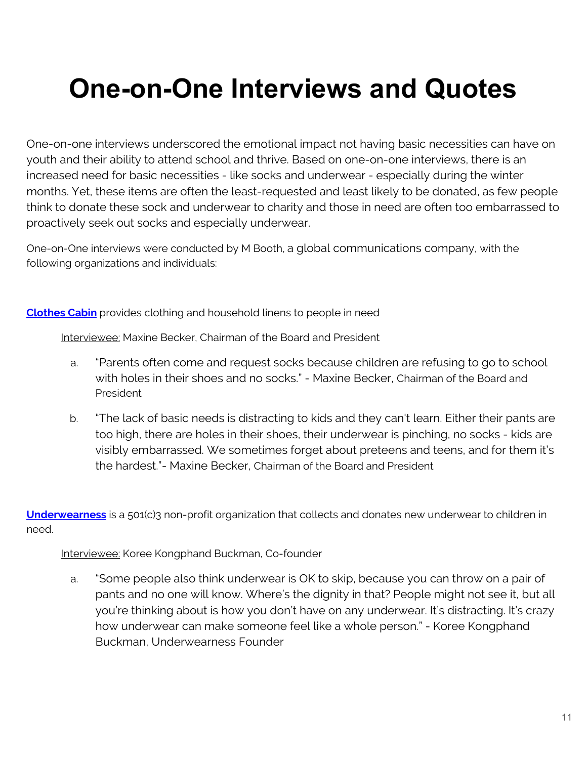# One-on-One Interviews and Quotes

One-on-one interviews underscored the emotional impact not having basic necessities can have on youth and their ability to attend school and thrive. Based on one-on-one interviews, there is an increased need for basic necessities - like socks and underwear - especially during the winter months. Yet, these items are often the least-requested and least likely to be donated, as few people think to donate these sock and underwear to charity and those in need are often too embarrassed to proactively seek out socks and especially underwear.

One-on-One interviews were conducted by M Booth, a global communications company, with the following organizations and individuals:

**Clothes Cabin** provides clothing and household linens to people in need

Interviewee: Maxine Becker, Chairman of the Board and President

a. "Parents often come and request socks because children are refusing to go to school with holes in their shoes and no socks." - Maxine Becker, Chairman of the Board and President

b. "The lack of basic needs is distracting to kids and they can't learn. Either their pants are too high, there are holes in their shoes, their underwear is pinching, no socks - kids are visibly embarrassed. We sometimes forget about preteens and teens, and for them it's the hardest."- Maxine Becker, Chairman of the Board and President

**Underwearness** is a 501(c)3 non-profit organization that collects and donates new underwear to children in need.

Interviewee: Koree Kongphand Buckman, Co-founder

a. "Some people also think underwear is OK to skip, because you can throw on a pair of pants and no one will know. Where's the dignity in that? People might not see it, but all you're thinking about is how you don't have on any underwear. It's distracting. It's crazy how underwear can make someone feel like a whole person." - Koree Kongphand Buckman, Underwearness Founder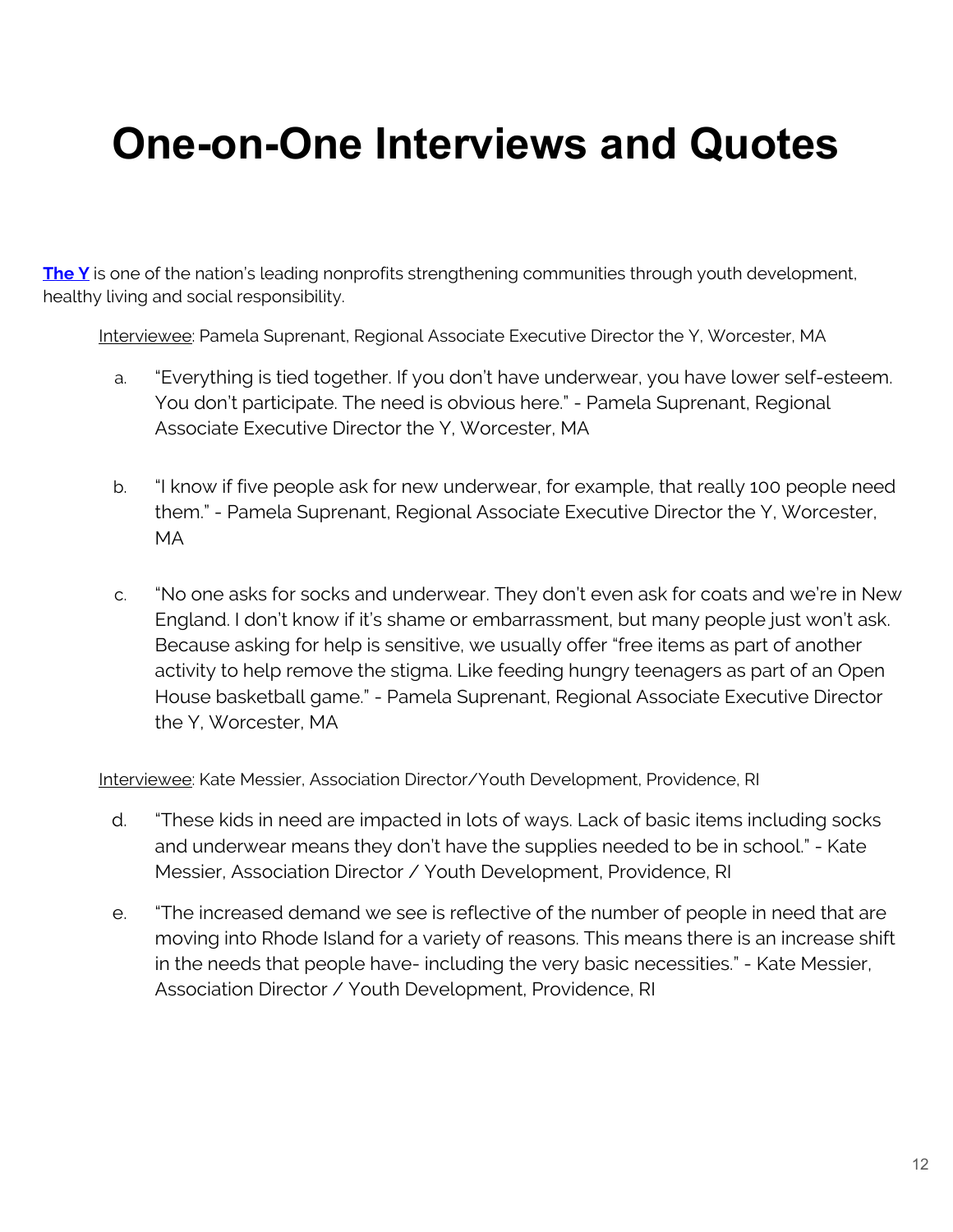# One-on-One Interviews and Quotes

**The Y** is one of the nation's leading nonprofits strengthening communities through youth development, healthy living and social responsibility.

Interviewee: Pamela Suprenant, Regional Associate Executive Director the Y, Worcester, MA

a. "Everything is tied together. If you don't have underwear, you have lower self-esteem. You don't participate. The need is obvious here." - Pamela Suprenant, Regional Associate Executive Director the Y, Worcester, MA

b. "I know if five people ask for new underwear, for example, that really 100 people need them." - Pamela Suprenant, Regional Associate Executive Director the Y, Worcester, MA

c. "No one asks for socks and underwear. They don't even ask for coats and we're in New England. I don't know if it's shame or embarrassment, but many people just won't ask. Because asking for help is sensitive, we usually offer "free items as part of another activity to help remove the stigma. Like feeding hungry teenagers as part of an Open House basketball game." - Pamela Suprenant, Regional Associate Executive Director the Y, Worcester, MA

Interviewee: Kate Messier, Association Director/Youth Development, Providence, RI

d. "These kids in need are impacted in lots of ways. Lack of basic items including socks and underwear means they don't have the supplies needed to be in school." - Kate Messier, Association Director / Youth Development, Providence, RI

e. "The increased demand we see is reflective of the number of people in need that are moving into Rhode Island for a variety of reasons. This means there is an increase shift in the needs that people have- including the very basic necessities." - Kate Messier, Association Director / Youth Development, Providence, RI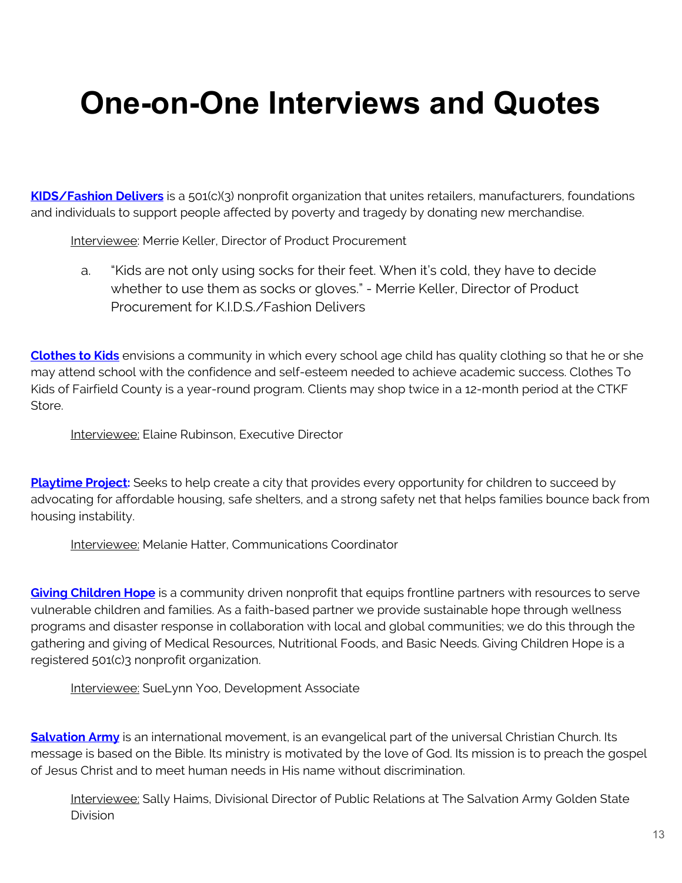# One-on-One Interviews and Quotes

**KIDS/Fashion Delivers** is a 501(c)(3) nonprofit organization that unites retailers, manufacturers, foundations and individuals to support people affected by poverty and tragedy by donating new merchandise.

> Interviewee: Merrie Keller, Director of Product Procurement
>
> a. "Kids are not only using socks for their feet. When it's cold, they have to decide whether to use them as socks or gloves." - Merrie Keller, Director of Product Procurement for K.I.D.S./Fashion Delivers

**Clothes to Kids** envisions a community in which every school age child has quality clothing so that he or she may attend school with the confidence and self-esteem needed to achieve academic success. Clothes To Kids of Fairfield County is a year-round program. Clients may shop twice in a 12-month period at the CTKF Store.

> Interviewee: Elaine Rubinson, Executive Director

**Playtime Project:** Seeks to help create a city that provides every opportunity for children to succeed by advocating for affordable housing, safe shelters, and a strong safety net that helps families bounce back from housing instability.

> Interviewee: Melanie Hatter, Communications Coordinator

**Giving Children Hope** is a community driven nonprofit that equips frontline partners with resources to serve vulnerable children and families. As a faith-based partner we provide sustainable hope through wellness programs and disaster response in collaboration with local and global communities; we do this through the gathering and giving of Medical Resources, Nutritional Foods, and Basic Needs. Giving Children Hope is a registered 501(c)3 nonprofit organization.

> Interviewee: SueLynn Yoo, Development Associate

**Salvation Army** is an international movement, is an evangelical part of the universal Christian Church. Its message is based on the Bible. Its ministry is motivated by the love of God. Its mission is to preach the gospel of Jesus Christ and to meet human needs in His name without discrimination.

> Interviewee: Sally Haims, Divisional Director of Public Relations at The Salvation Army Golden State Division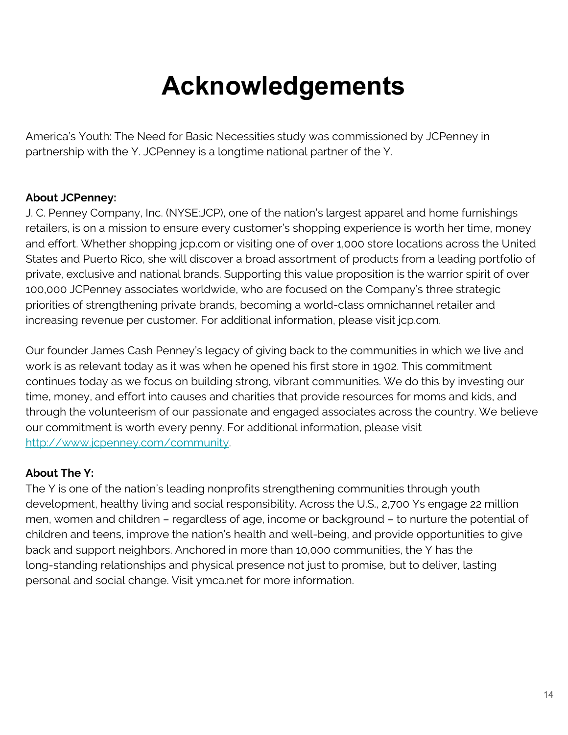# Acknowledgements

America's Youth: The Need for Basic Necessities study was commissioned by JCPenney in partnership with the Y. JCPenney is a longtime national partner of the Y.

**About JCPenney:**
J. C. Penney Company, Inc. (NYSE:JCP), one of the nation's largest apparel and home furnishings retailers, is on a mission to ensure every customer's shopping experience is worth her time, money and effort. Whether shopping jcp.com or visiting one of over 1,000 store locations across the United States and Puerto Rico, she will discover a broad assortment of products from a leading portfolio of private, exclusive and national brands. Supporting this value proposition is the warrior spirit of over 100,000 JCPenney associates worldwide, who are focused on the Company's three strategic priorities of strengthening private brands, becoming a world-class omnichannel retailer and increasing revenue per customer. For additional information, please visit jcp.com.

Our founder James Cash Penney's legacy of giving back to the communities in which we live and work is as relevant today as it was when he opened his first store in 1902. This commitment continues today as we focus on building strong, vibrant communities. We do this by investing our time, money, and effort into causes and charities that provide resources for moms and kids, and through the volunteerism of our passionate and engaged associates across the country. We believe our commitment is worth every penny. For additional information, please visit [http://www.jcpenney.com/community](http://www.jcpenney.com/community).

**About The Y:**
The Y is one of the nation's leading nonprofits strengthening communities through youth development, healthy living and social responsibility. Across the U.S., 2,700 Ys engage 22 million men, women and children – regardless of age, income or background – to nurture the potential of children and teens, improve the nation's health and well-being, and provide opportunities to give back and support neighbors. Anchored in more than 10,000 communities, the Y has the long-standing relationships and physical presence not just to promise, but to deliver, lasting personal and social change. Visit ymca.net for more information.